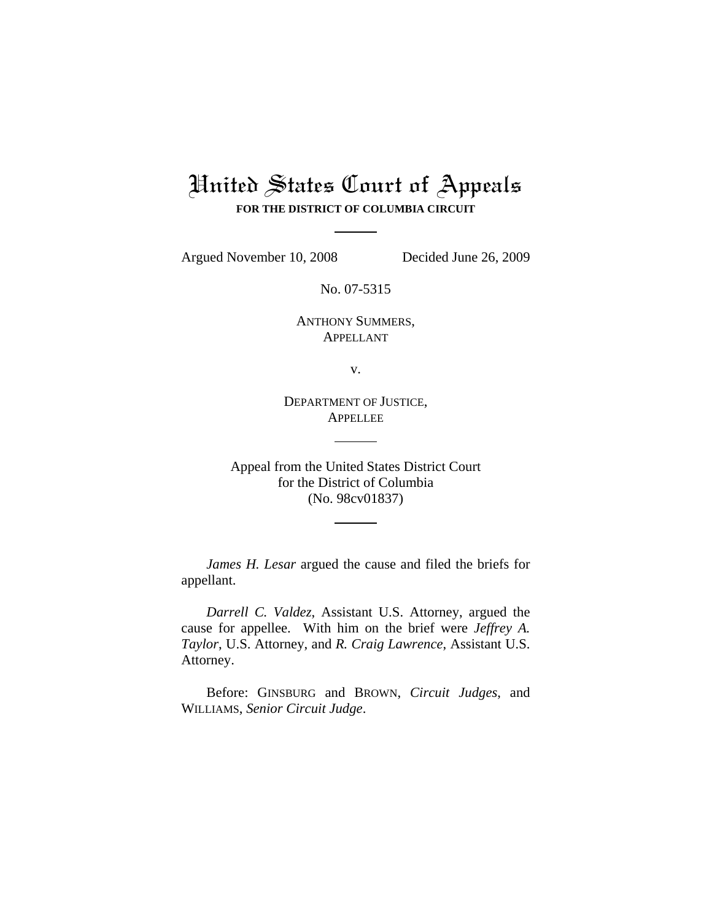# United States Court of Appeals

**FOR THE DISTRICT OF COLUMBIA CIRCUIT**

Argued November 10, 2008 Decided June 26, 2009

No. 07-5315

ANTHONY SUMMERS,
APPELLANT

v.

DEPARTMENT OF JUSTICE,
APPELLEE

Appeal from the United States District Court
for the District of Columbia
(No. 98cv01837)

*James H. Lesar* argued the cause and filed the briefs for appellant.

*Darrell C. Valdez*, Assistant U.S. Attorney, argued the cause for appellee. With him on the brief were *Jeffrey A. Taylor*, U.S. Attorney, and *R. Craig Lawrence*, Assistant U.S. Attorney.

Before: GINSBURG and BROWN, *Circuit Judges*, and WILLIAMS, *Senior Circuit Judge*.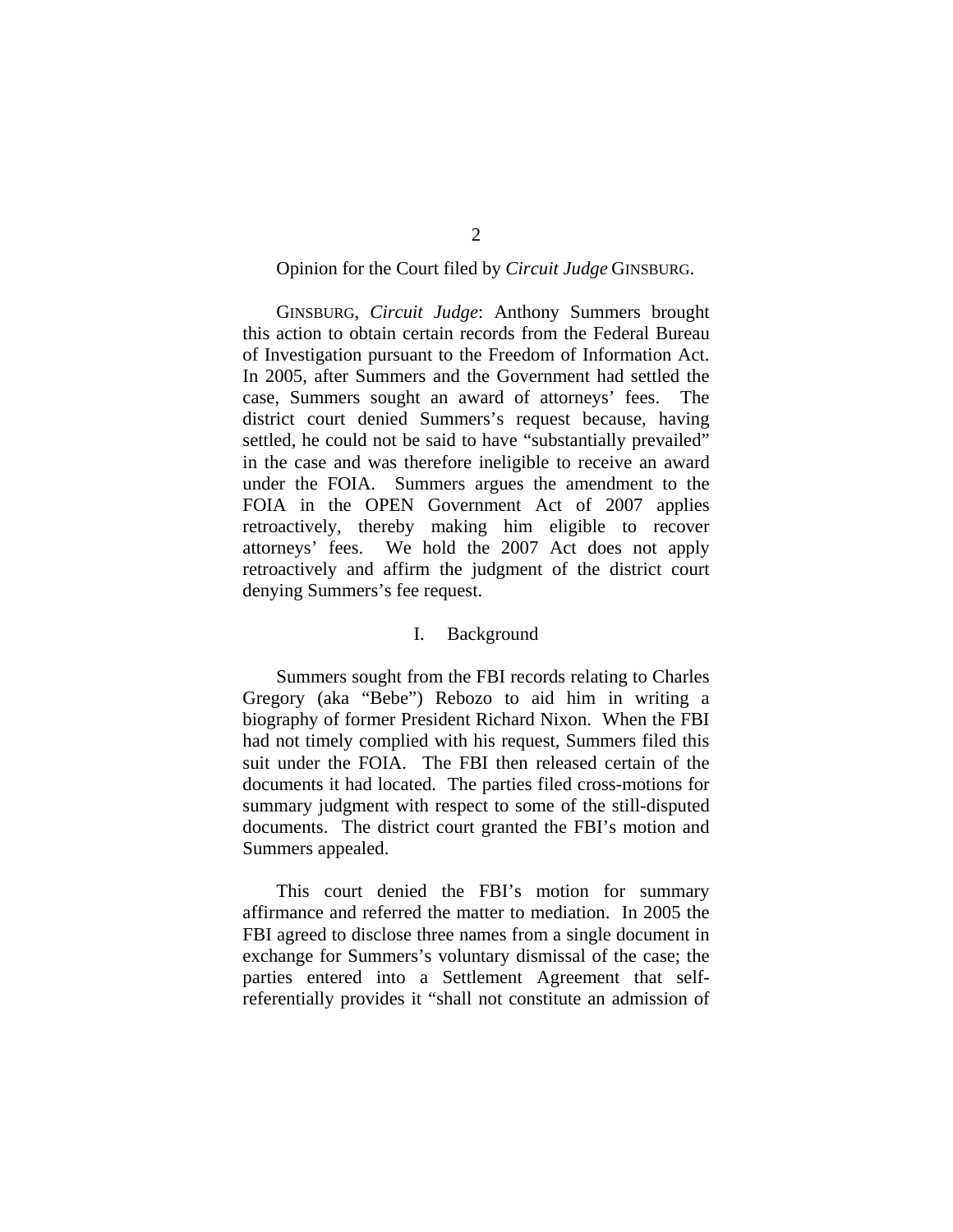Opinion for the Court filed by *Circuit Judge* GINSBURG.

GINSBURG, *Circuit Judge*: Anthony Summers brought this action to obtain certain records from the Federal Bureau of Investigation pursuant to the Freedom of Information Act. In 2005, after Summers and the Government had settled the case, Summers sought an award of attorneys' fees. The district court denied Summers's request because, having settled, he could not be said to have "substantially prevailed" in the case and was therefore ineligible to receive an award under the FOIA. Summers argues the amendment to the FOIA in the OPEN Government Act of 2007 applies retroactively, thereby making him eligible to recover attorneys' fees. We hold the 2007 Act does not apply retroactively and affirm the judgment of the district court denying Summers's fee request.

## I. Background

Summers sought from the FBI records relating to Charles Gregory (aka "Bebe") Rebozo to aid him in writing a biography of former President Richard Nixon. When the FBI had not timely complied with his request, Summers filed this suit under the FOIA. The FBI then released certain of the documents it had located. The parties filed cross-motions for summary judgment with respect to some of the still-disputed documents. The district court granted the FBI's motion and Summers appealed.

This court denied the FBI's motion for summary affirmance and referred the matter to mediation. In 2005 the FBI agreed to disclose three names from a single document in exchange for Summers's voluntary dismissal of the case; the parties entered into a Settlement Agreement that self-referentially provides it "shall not constitute an admission of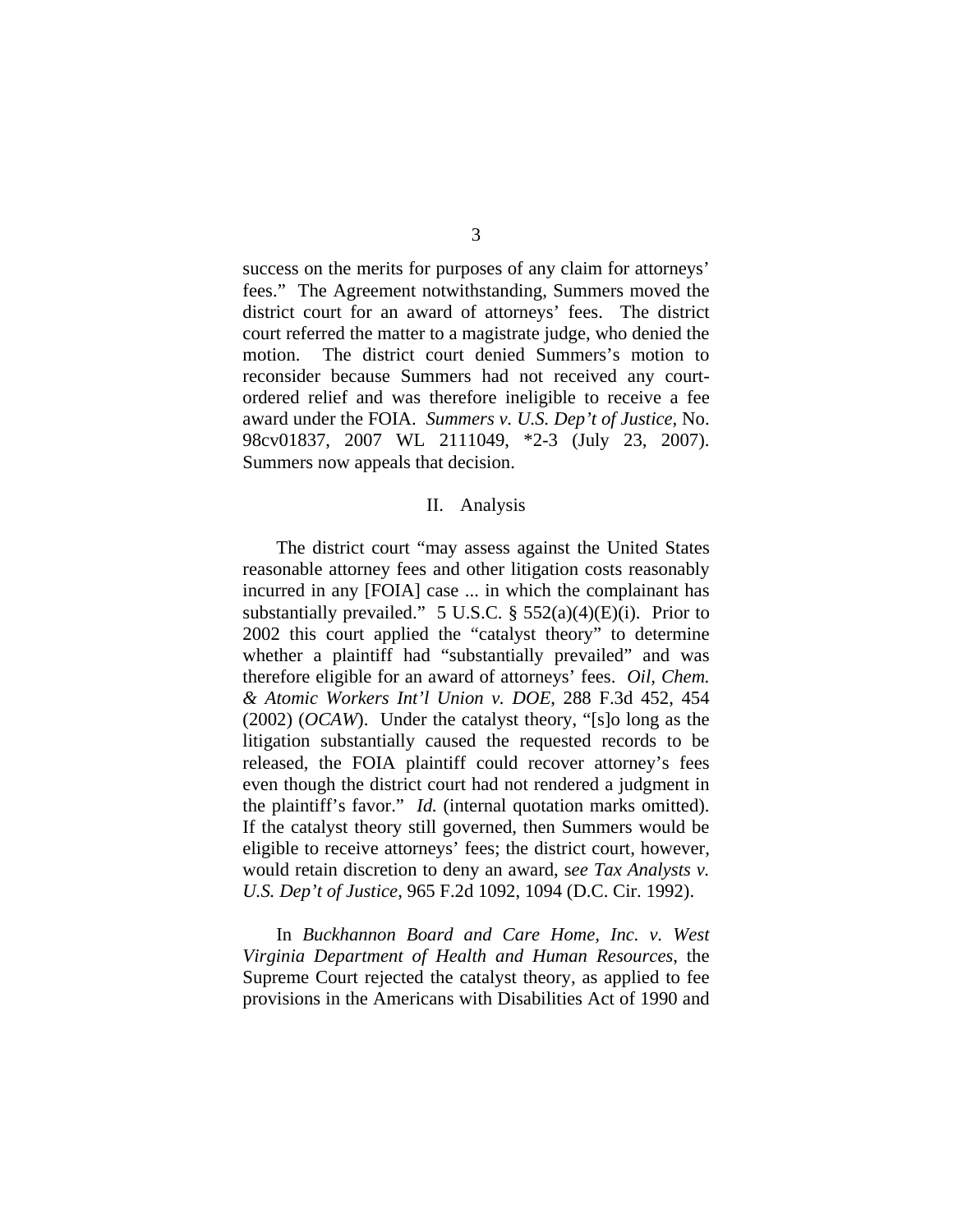success on the merits for purposes of any claim for attorneys' fees." The Agreement notwithstanding, Summers moved the district court for an award of attorneys' fees. The district court referred the matter to a magistrate judge, who denied the motion. The district court denied Summers's motion to reconsider because Summers had not received any court-ordered relief and was therefore ineligible to receive a fee award under the FOIA. *Summers v. U.S. Dep't of Justice*, No. 98cv01837, 2007 WL 2111049, *2-3 (July 23, 2007). Summers now appeals that decision.

## II. Analysis

The district court "may assess against the United States reasonable attorney fees and other litigation costs reasonably incurred in any [FOIA] case ... in which the complainant has substantially prevailed." 5 U.S.C. § 552(a)(4)(E)(i). Prior to 2002 this court applied the "catalyst theory" to determine whether a plaintiff had "substantially prevailed" and was therefore eligible for an award of attorneys' fees. *Oil, Chem. & Atomic Workers Int'l Union v. DOE*, 288 F.3d 452, 454 (2002) (*OCAW*). Under the catalyst theory, "[s]o long as the litigation substantially caused the requested records to be released, the FOIA plaintiff could recover attorney's fees even though the district court had not rendered a judgment in the plaintiff's favor." *Id.* (internal quotation marks omitted). If the catalyst theory still governed, then Summers would be eligible to receive attorneys' fees; the district court, however, would retain discretion to deny an award, s*ee Tax Analysts v. U.S. Dep't of Justice*, 965 F.2d 1092, 1094 (D.C. Cir. 1992).

In *Buckhannon Board and Care Home, Inc. v. West Virginia Department of Health and Human Resources*, the Supreme Court rejected the catalyst theory, as applied to fee provisions in the Americans with Disabilities Act of 1990 and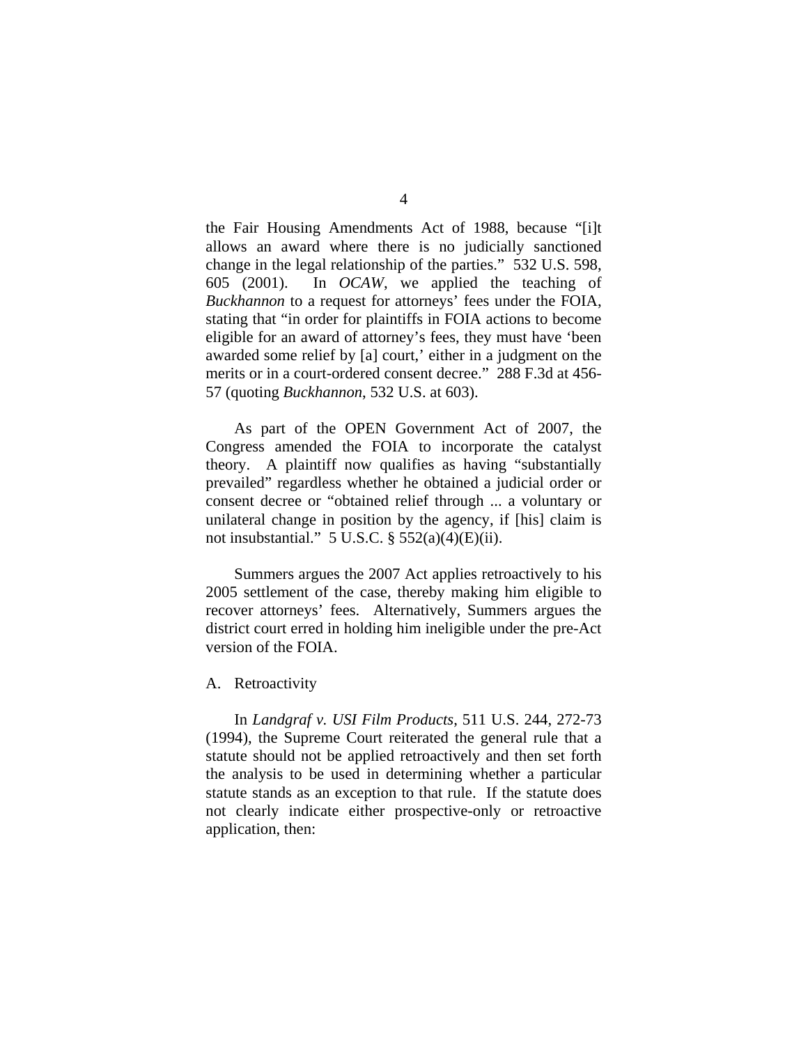the Fair Housing Amendments Act of 1988, because "[i]t allows an award where there is no judicially sanctioned change in the legal relationship of the parties." 532 U.S. 598, 605 (2001). In *OCAW*, we applied the teaching of *Buckhannon* to a request for attorneys' fees under the FOIA, stating that "in order for plaintiffs in FOIA actions to become eligible for an award of attorney's fees, they must have 'been awarded some relief by [a] court,' either in a judgment on the merits or in a court-ordered consent decree." 288 F.3d at 456-57 (quoting *Buckhannon*, 532 U.S. at 603).

As part of the OPEN Government Act of 2007, the Congress amended the FOIA to incorporate the catalyst theory. A plaintiff now qualifies as having "substantially prevailed" regardless whether he obtained a judicial order or consent decree or "obtained relief through ... a voluntary or unilateral change in position by the agency, if [his] claim is not insubstantial." 5 U.S.C. § 552(a)(4)(E)(ii).

Summers argues the 2007 Act applies retroactively to his 2005 settlement of the case, thereby making him eligible to recover attorneys' fees. Alternatively, Summers argues the district court erred in holding him ineligible under the pre-Act version of the FOIA.

A. Retroactivity

In *Landgraf v. USI Film Products*, 511 U.S. 244, 272-73 (1994), the Supreme Court reiterated the general rule that a statute should not be applied retroactively and then set forth the analysis to be used in determining whether a particular statute stands as an exception to that rule. If the statute does not clearly indicate either prospective-only or retroactive application, then: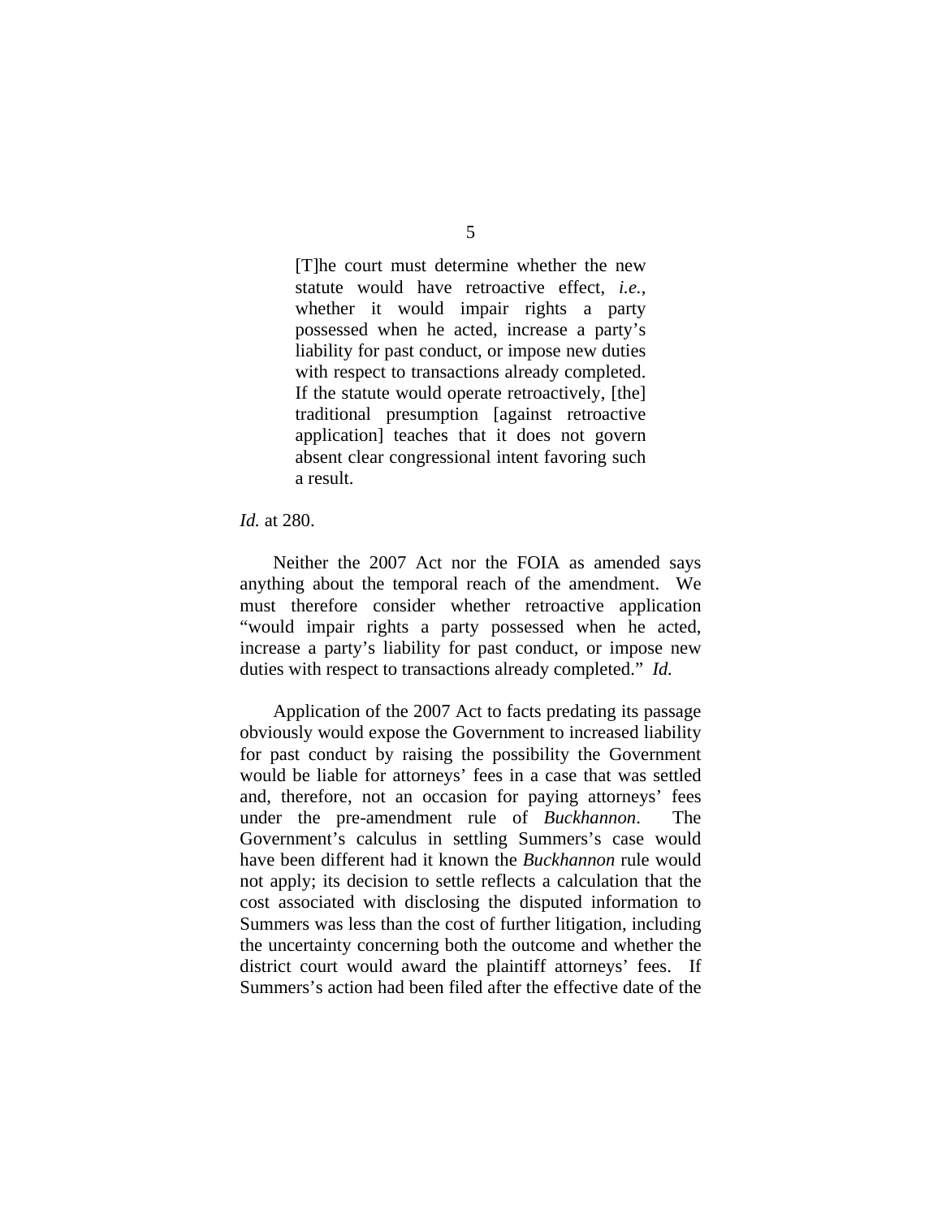> [T]he court must determine whether the new statute would have retroactive effect, *i.e.*, whether it would impair rights a party possessed when he acted, increase a party's liability for past conduct, or impose new duties with respect to transactions already completed. If the statute would operate retroactively, [the] traditional presumption [against retroactive application] teaches that it does not govern absent clear congressional intent favoring such a result.

*Id.* at 280.

Neither the 2007 Act nor the FOIA as amended says anything about the temporal reach of the amendment. We must therefore consider whether retroactive application "would impair rights a party possessed when he acted, increase a party's liability for past conduct, or impose new duties with respect to transactions already completed." *Id.*

Application of the 2007 Act to facts predating its passage obviously would expose the Government to increased liability for past conduct by raising the possibility the Government would be liable for attorneys' fees in a case that was settled and, therefore, not an occasion for paying attorneys' fees under the pre-amendment rule of *Buckhannon*. The Government's calculus in settling Summers's case would have been different had it known the *Buckhannon* rule would not apply; its decision to settle reflects a calculation that the cost associated with disclosing the disputed information to Summers was less than the cost of further litigation, including the uncertainty concerning both the outcome and whether the district court would award the plaintiff attorneys' fees. If Summers's action had been filed after the effective date of the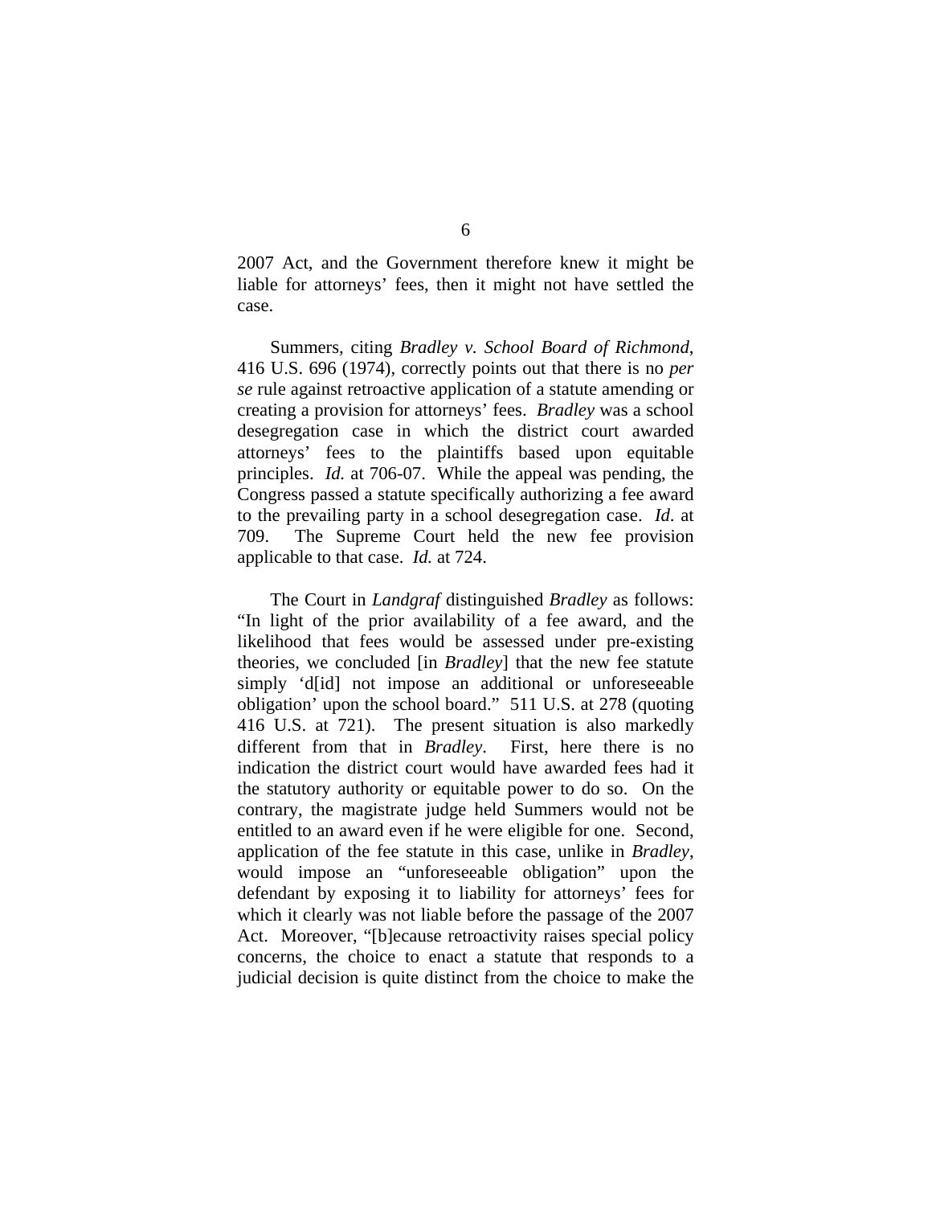2007 Act, and the Government therefore knew it might be liable for attorneys' fees, then it might not have settled the case.

Summers, citing *Bradley v. School Board of Richmond*, 416 U.S. 696 (1974), correctly points out that there is no *per se* rule against retroactive application of a statute amending or creating a provision for attorneys' fees. *Bradley* was a school desegregation case in which the district court awarded attorneys' fees to the plaintiffs based upon equitable principles. *Id.* at 706-07. While the appeal was pending, the Congress passed a statute specifically authorizing a fee award to the prevailing party in a school desegregation case. *Id*. at 709. The Supreme Court held the new fee provision applicable to that case. *Id.* at 724.

The Court in *Landgraf* distinguished *Bradley* as follows: "In light of the prior availability of a fee award, and the likelihood that fees would be assessed under pre-existing theories, we concluded [in *Bradley*] that the new fee statute simply 'd[id] not impose an additional or unforeseeable obligation' upon the school board." 511 U.S. at 278 (quoting 416 U.S. at 721). The present situation is also markedly different from that in *Bradley*. First, here there is no indication the district court would have awarded fees had it the statutory authority or equitable power to do so. On the contrary, the magistrate judge held Summers would not be entitled to an award even if he were eligible for one. Second, application of the fee statute in this case, unlike in *Bradley*, would impose an "unforeseeable obligation" upon the defendant by exposing it to liability for attorneys' fees for which it clearly was not liable before the passage of the 2007 Act. Moreover, "[b]ecause retroactivity raises special policy concerns, the choice to enact a statute that responds to a judicial decision is quite distinct from the choice to make the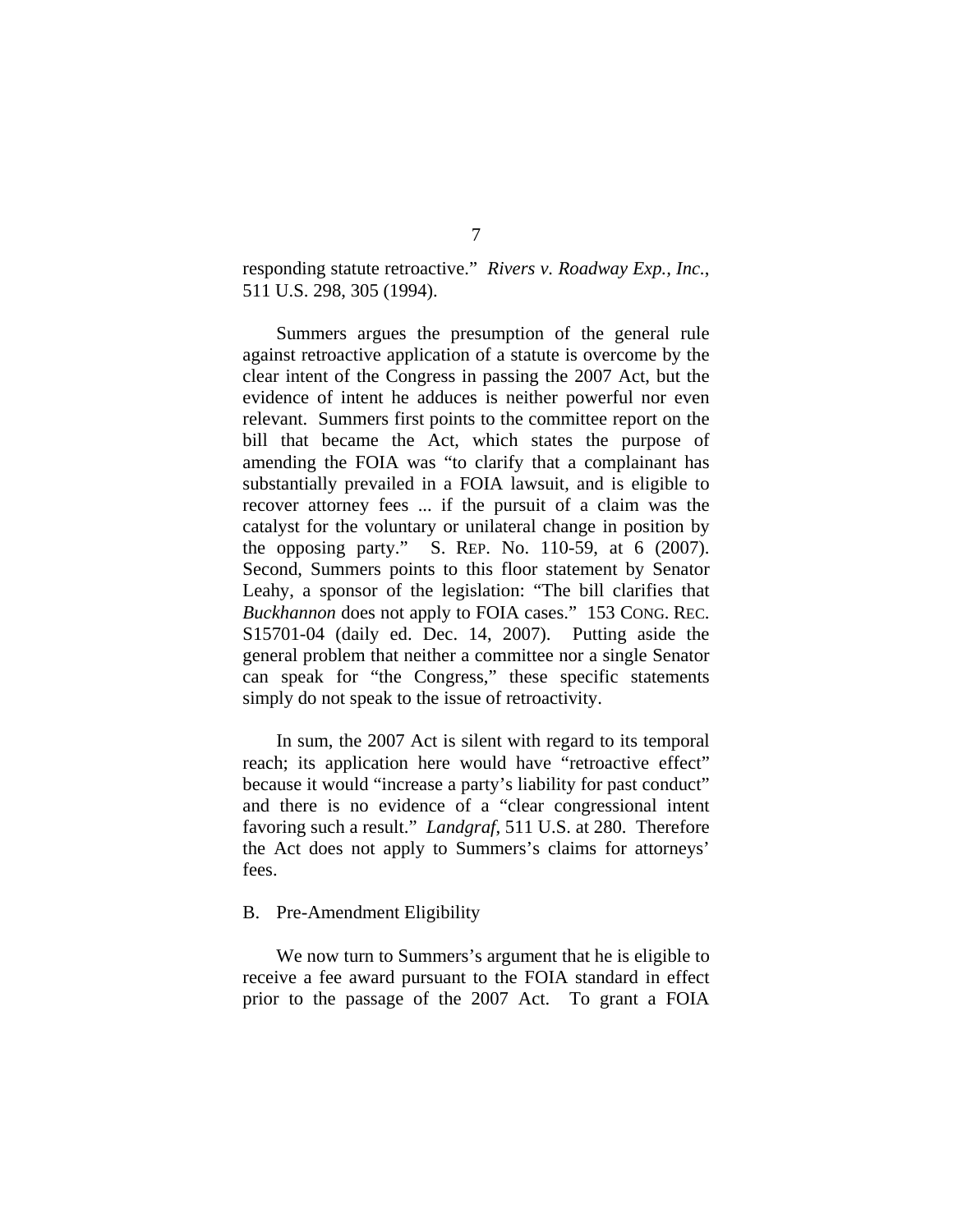responding statute retroactive." *Rivers v. Roadway Exp., Inc.*, 511 U.S. 298, 305 (1994).

Summers argues the presumption of the general rule against retroactive application of a statute is overcome by the clear intent of the Congress in passing the 2007 Act, but the evidence of intent he adduces is neither powerful nor even relevant. Summers first points to the committee report on the bill that became the Act, which states the purpose of amending the FOIA was "to clarify that a complainant has substantially prevailed in a FOIA lawsuit, and is eligible to recover attorney fees ... if the pursuit of a claim was the catalyst for the voluntary or unilateral change in position by the opposing party." S. REP. No. 110-59, at 6 (2007). Second, Summers points to this floor statement by Senator Leahy, a sponsor of the legislation: "The bill clarifies that *Buckhannon* does not apply to FOIA cases." 153 CONG. REC. S15701-04 (daily ed. Dec. 14, 2007). Putting aside the general problem that neither a committee nor a single Senator can speak for "the Congress," these specific statements simply do not speak to the issue of retroactivity.

In sum, the 2007 Act is silent with regard to its temporal reach; its application here would have "retroactive effect" because it would "increase a party's liability for past conduct" and there is no evidence of a "clear congressional intent favoring such a result." *Landgraf*, 511 U.S. at 280. Therefore the Act does not apply to Summers's claims for attorneys' fees.

B. Pre-Amendment Eligibility

We now turn to Summers's argument that he is eligible to receive a fee award pursuant to the FOIA standard in effect prior to the passage of the 2007 Act. To grant a FOIA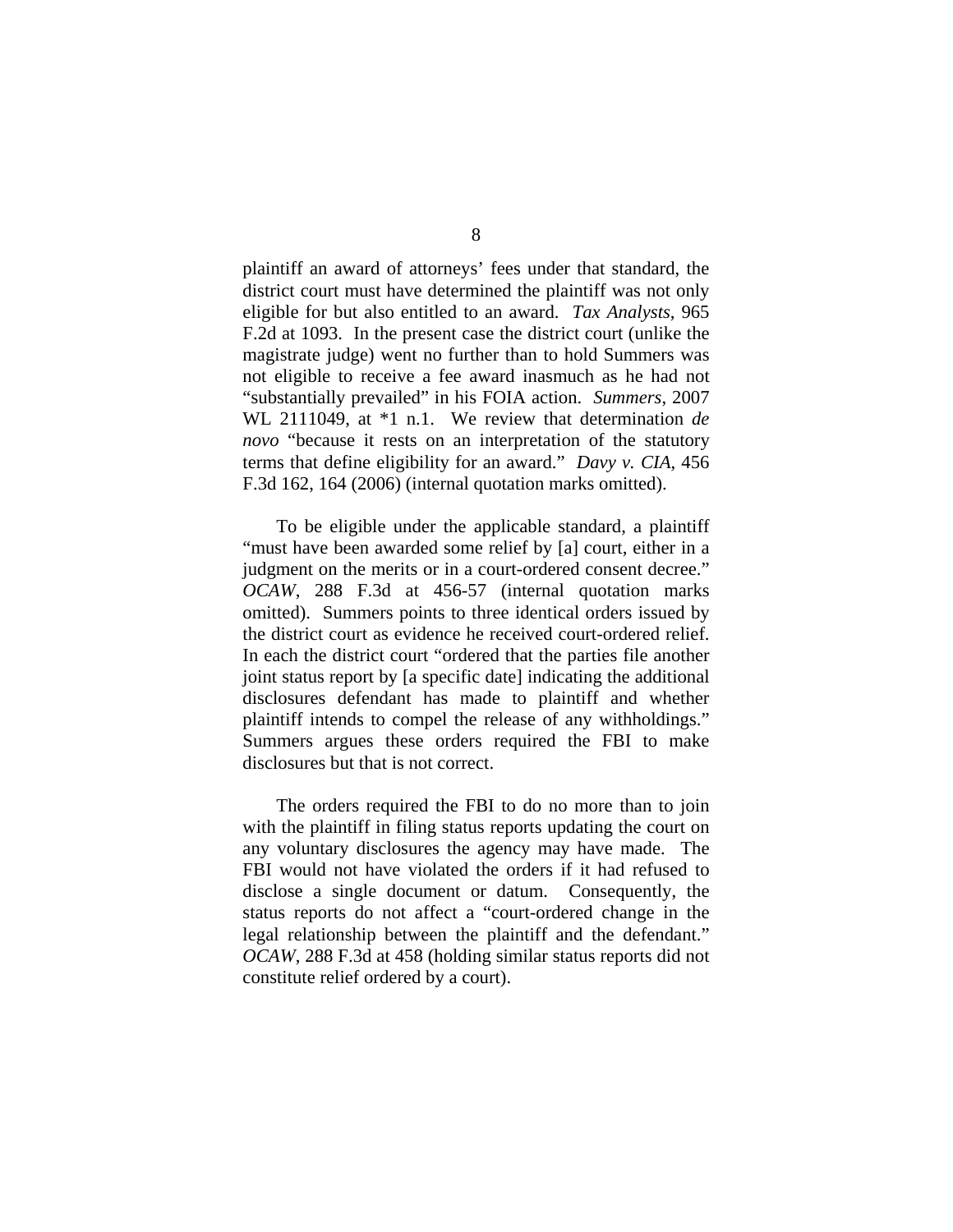plaintiff an award of attorneys' fees under that standard, the district court must have determined the plaintiff was not only eligible for but also entitled to an award. *Tax Analysts*, 965 F.2d at 1093. In the present case the district court (unlike the magistrate judge) went no further than to hold Summers was not eligible to receive a fee award inasmuch as he had not "substantially prevailed" in his FOIA action. *Summers*, 2007 WL 2111049, at *1 n.1. We review that determination *de novo* "because it rests on an interpretation of the statutory terms that define eligibility for an award." *Davy v. CIA*, 456 F.3d 162, 164 (2006) (internal quotation marks omitted).

To be eligible under the applicable standard, a plaintiff "must have been awarded some relief by [a] court, either in a judgment on the merits or in a court-ordered consent decree." *OCAW*, 288 F.3d at 456-57 (internal quotation marks omitted). Summers points to three identical orders issued by the district court as evidence he received court-ordered relief. In each the district court "ordered that the parties file another joint status report by [a specific date] indicating the additional disclosures defendant has made to plaintiff and whether plaintiff intends to compel the release of any withholdings." Summers argues these orders required the FBI to make disclosures but that is not correct.

The orders required the FBI to do no more than to join with the plaintiff in filing status reports updating the court on any voluntary disclosures the agency may have made. The FBI would not have violated the orders if it had refused to disclose a single document or datum. Consequently, the status reports do not affect a "court-ordered change in the legal relationship between the plaintiff and the defendant." *OCAW*, 288 F.3d at 458 (holding similar status reports did not constitute relief ordered by a court).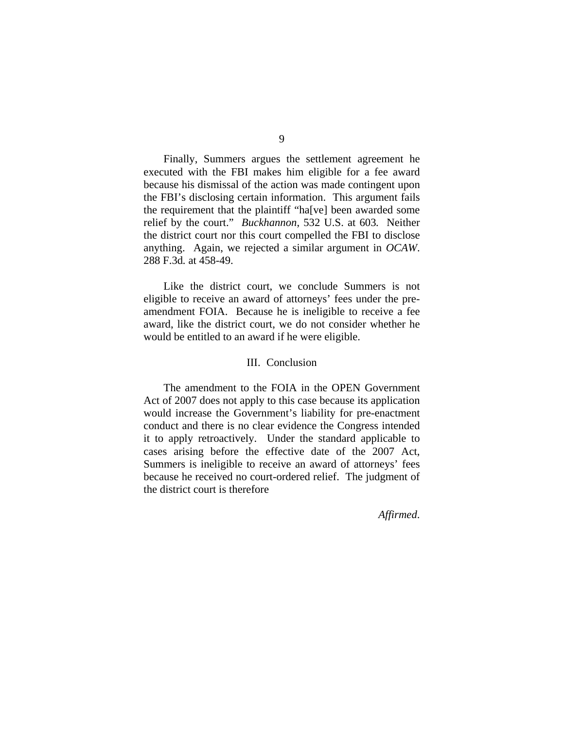Finally, Summers argues the settlement agreement he executed with the FBI makes him eligible for a fee award because his dismissal of the action was made contingent upon the FBI's disclosing certain information. This argument fails the requirement that the plaintiff "ha[ve] been awarded some relief by the court." *Buckhannon*, 532 U.S. at 603. Neither the district court nor this court compelled the FBI to disclose anything. Again, we rejected a similar argument in *OCAW*. 288 F.3d. at 458-49.

Like the district court, we conclude Summers is not eligible to receive an award of attorneys' fees under the pre-amendment FOIA. Because he is ineligible to receive a fee award, like the district court, we do not consider whether he would be entitled to an award if he were eligible.

## III. Conclusion

The amendment to the FOIA in the OPEN Government Act of 2007 does not apply to this case because its application would increase the Government's liability for pre-enactment conduct and there is no clear evidence the Congress intended it to apply retroactively. Under the standard applicable to cases arising before the effective date of the 2007 Act, Summers is ineligible to receive an award of attorneys' fees because he received no court-ordered relief. The judgment of the district court is therefore

*Affirmed*.